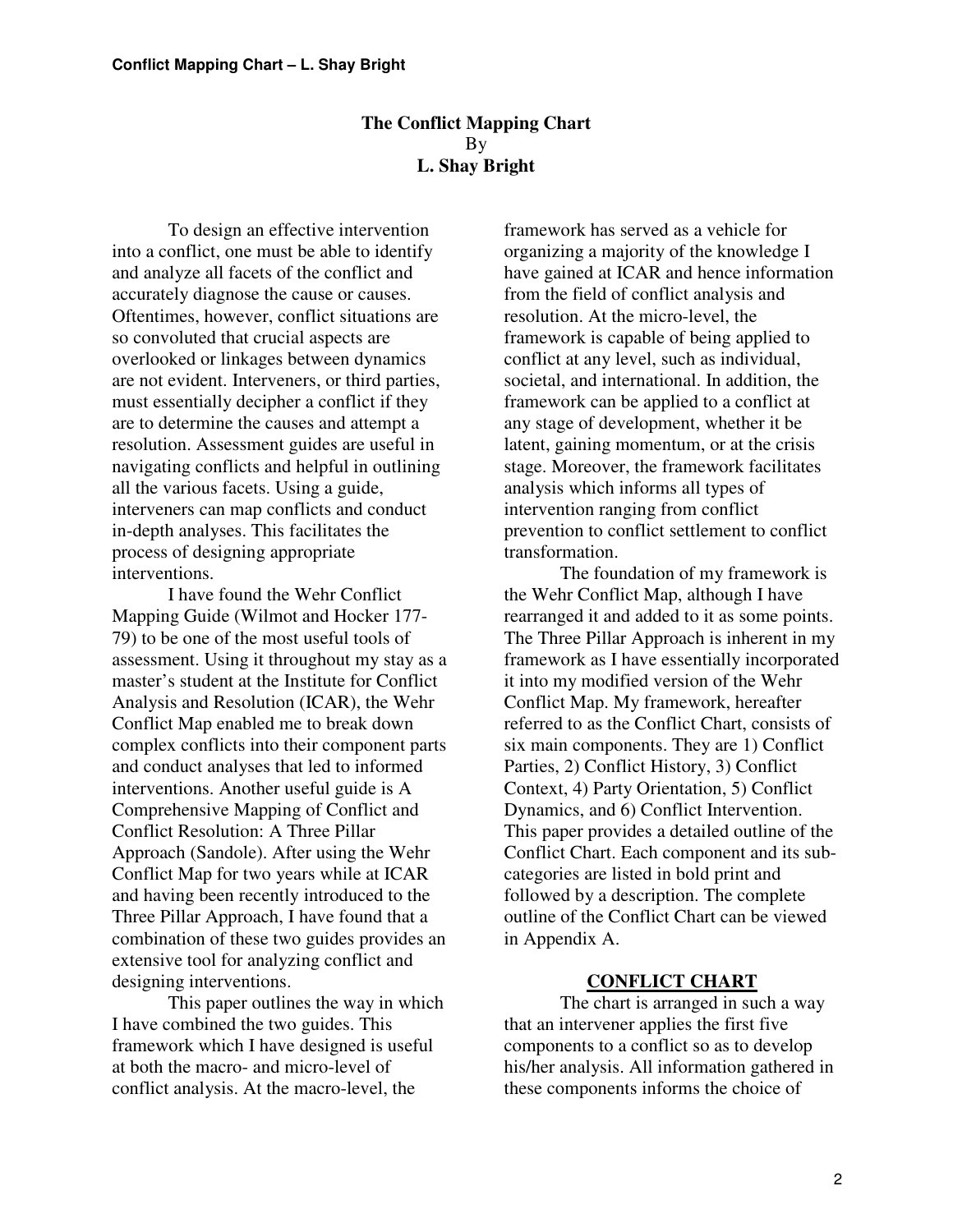# The Conflict Mapping Chart

By

**L. Shay Bright**

To design an effective intervention into a conflict, one must be able to identify and analyze all facets of the conflict and accurately diagnose the cause or causes. Oftentimes, however, conflict situations are so convoluted that crucial aspects are overlooked or linkages between dynamics are not evident. Interveners, or third parties, must essentially decipher a conflict if they are to determine the causes and attempt a resolution. Assessment guides are useful in navigating conflicts and helpful in outlining all the various facets. Using a guide, interveners can map conflicts and conduct in-depth analyses. This facilitates the process of designing appropriate interventions.

I have found the Wehr Conflict Mapping Guide (Wilmot and Hocker 177-79) to be one of the most useful tools of assessment. Using it throughout my stay as a master's student at the Institute for Conflict Analysis and Resolution (ICAR), the Wehr Conflict Map enabled me to break down complex conflicts into their component parts and conduct analyses that led to informed interventions. Another useful guide is A Comprehensive Mapping of Conflict and Conflict Resolution: A Three Pillar Approach (Sandole). After using the Wehr Conflict Map for two years while at ICAR and having been recently introduced to the Three Pillar Approach, I have found that a combination of these two guides provides an extensive tool for analyzing conflict and designing interventions.

This paper outlines the way in which I have combined the two guides. This framework which I have designed is useful at both the macro- and micro-level of conflict analysis. At the macro-level, the framework has served as a vehicle for organizing a majority of the knowledge I have gained at ICAR and hence information from the field of conflict analysis and resolution. At the micro-level, the framework is capable of being applied to conflict at any level, such as individual, societal, and international. In addition, the framework can be applied to a conflict at any stage of development, whether it be latent, gaining momentum, or at the crisis stage. Moreover, the framework facilitates analysis which informs all types of intervention ranging from conflict prevention to conflict settlement to conflict transformation.

The foundation of my framework is the Wehr Conflict Map, although I have rearranged it and added to it as some points. The Three Pillar Approach is inherent in my framework as I have essentially incorporated it into my modified version of the Wehr Conflict Map. My framework, hereafter referred to as the Conflict Chart, consists of six main components. They are 1) Conflict Parties, 2) Conflict History, 3) Conflict Context, 4) Party Orientation, 5) Conflict Dynamics, and 6) Conflict Intervention. This paper provides a detailed outline of the Conflict Chart. Each component and its sub-categories are listed in bold print and followed by a description. The complete outline of the Conflict Chart can be viewed in Appendix A.

## CONFLICT CHART

The chart is arranged in such a way that an intervener applies the first five components to a conflict so as to develop his/her analysis. All information gathered in these components informs the choice of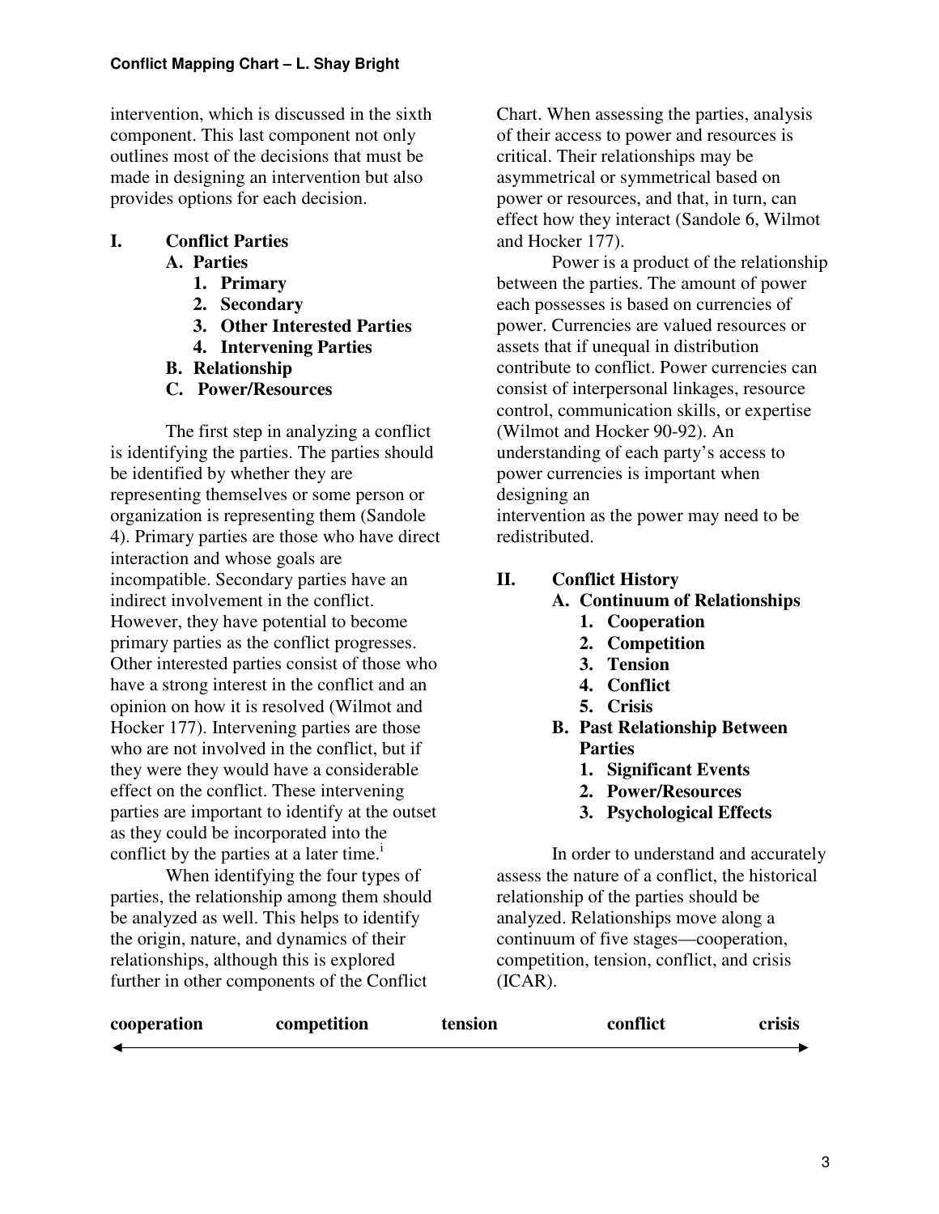intervention, which is discussed in the sixth component. This last component not only outlines most of the decisions that must be made in designing an intervention but also provides options for each decision.

**I. Conflict Parties**

- **A. Parties**
  1. **Primary**
  2. **Secondary**
  3. **Other Interested Parties**
  4. **Intervening Parties**
- **B. Relationship**
- **C. Power/Resources**

The first step in analyzing a conflict is identifying the parties. The parties should be identified by whether they are representing themselves or some person or organization is representing them (Sandole 4). Primary parties are those who have direct interaction and whose goals are incompatible. Secondary parties have an indirect involvement in the conflict. However, they have potential to become primary parties as the conflict progresses. Other interested parties consist of those who have a strong interest in the conflict and an opinion on how it is resolved (Wilmot and Hocker 177). Intervening parties are those who are not involved in the conflict, but if they were they would have a considerable effect on the conflict. These intervening parties are important to identify at the outset as they could be incorporated into the conflict by the parties at a later time.[i]

When identifying the four types of parties, the relationship among them should be analyzed as well. This helps to identify the origin, nature, and dynamics of their relationships, although this is explored further in other components of the Conflict Chart. When assessing the parties, analysis of their access to power and resources is critical. Their relationships may be asymmetrical or symmetrical based on power or resources, and that, in turn, can effect how they interact (Sandole 6, Wilmot and Hocker 177).

Power is a product of the relationship between the parties. The amount of power each possesses is based on currencies of power. Currencies are valued resources or assets that if unequal in distribution contribute to conflict. Power currencies can consist of interpersonal linkages, resource control, communication skills, or expertise (Wilmot and Hocker 90-92). An understanding of each party's access to power currencies is important when designing an intervention as the power may need to be redistributed.

**II. Conflict History**

- **A. Continuum of Relationships**
  1. **Cooperation**
  2. **Competition**
  3. **Tension**
  4. **Conflict**
  5. **Crisis**
- **B. Past Relationship Between Parties**
  1. **Significant Events**
  2. **Power/Resources**
  3. **Psychological Effects**

In order to understand and accurately assess the nature of a conflict, the historical relationship of the parties should be analyzed. Relationships move along a continuum of five stages—cooperation, competition, tension, conflict, and crisis (ICAR).

**cooperation** ⟷ **competition** ⟷ **tension** ⟷ **conflict** ⟷ **crisis**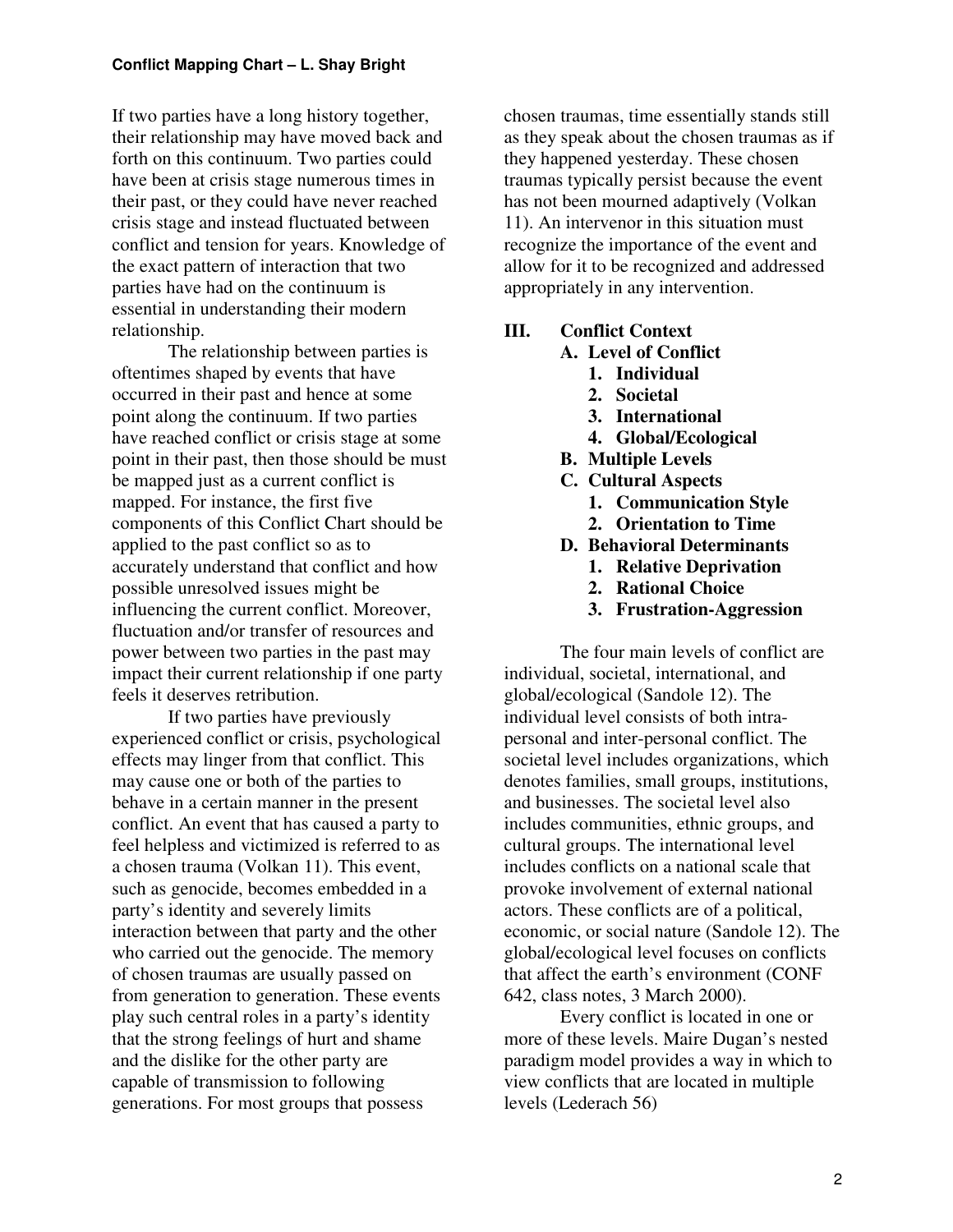If two parties have a long history together, their relationship may have moved back and forth on this continuum. Two parties could have been at crisis stage numerous times in their past, or they could have never reached crisis stage and instead fluctuated between conflict and tension for years. Knowledge of the exact pattern of interaction that two parties have had on the continuum is essential in understanding their modern relationship.

The relationship between parties is oftentimes shaped by events that have occurred in their past and hence at some point along the continuum. If two parties have reached conflict or crisis stage at some point in their past, then those should be must be mapped just as a current conflict is mapped. For instance, the first five components of this Conflict Chart should be applied to the past conflict so as to accurately understand that conflict and how possible unresolved issues might be influencing the current conflict. Moreover, fluctuation and/or transfer of resources and power between two parties in the past may impact their current relationship if one party feels it deserves retribution.

If two parties have previously experienced conflict or crisis, psychological effects may linger from that conflict. This may cause one or both of the parties to behave in a certain manner in the present conflict. An event that has caused a party to feel helpless and victimized is referred to as a chosen trauma (Volkan 11). This event, such as genocide, becomes embedded in a party's identity and severely limits interaction between that party and the other who carried out the genocide. The memory of chosen traumas are usually passed on from generation to generation. These events play such central roles in a party's identity that the strong feelings of hurt and shame and the dislike for the other party are capable of transmission to following generations. For most groups that possess chosen traumas, time essentially stands still as they speak about the chosen traumas as if they happened yesterday. These chosen traumas typically persist because the event has not been mourned adaptively (Volkan 11). An intervenor in this situation must recognize the importance of the event and allow for it to be recognized and addressed appropriately in any intervention.

## III. Conflict Context

- **A. Level of Conflict**
  1. **Individual**
  2. **Societal**
  3. **International**
  4. **Global/Ecological**
- **B. Multiple Levels**
- **C. Cultural Aspects**
  1. **Communication Style**
  2. **Orientation to Time**
- **D. Behavioral Determinants**
  1. **Relative Deprivation**
  2. **Rational Choice**
  3. **Frustration-Aggression**

The four main levels of conflict are individual, societal, international, and global/ecological (Sandole 12). The individual level consists of both intra-personal and inter-personal conflict. The societal level includes organizations, which denotes families, small groups, institutions, and businesses. The societal level also includes communities, ethnic groups, and cultural groups. The international level includes conflicts on a national scale that provoke involvement of external national actors. These conflicts are of a political, economic, or social nature (Sandole 12). The global/ecological level focuses on conflicts that affect the earth's environment (CONF 642, class notes, 3 March 2000).

Every conflict is located in one or more of these levels. Maire Dugan's nested paradigm model provides a way in which to view conflicts that are located in multiple levels (Lederach 56)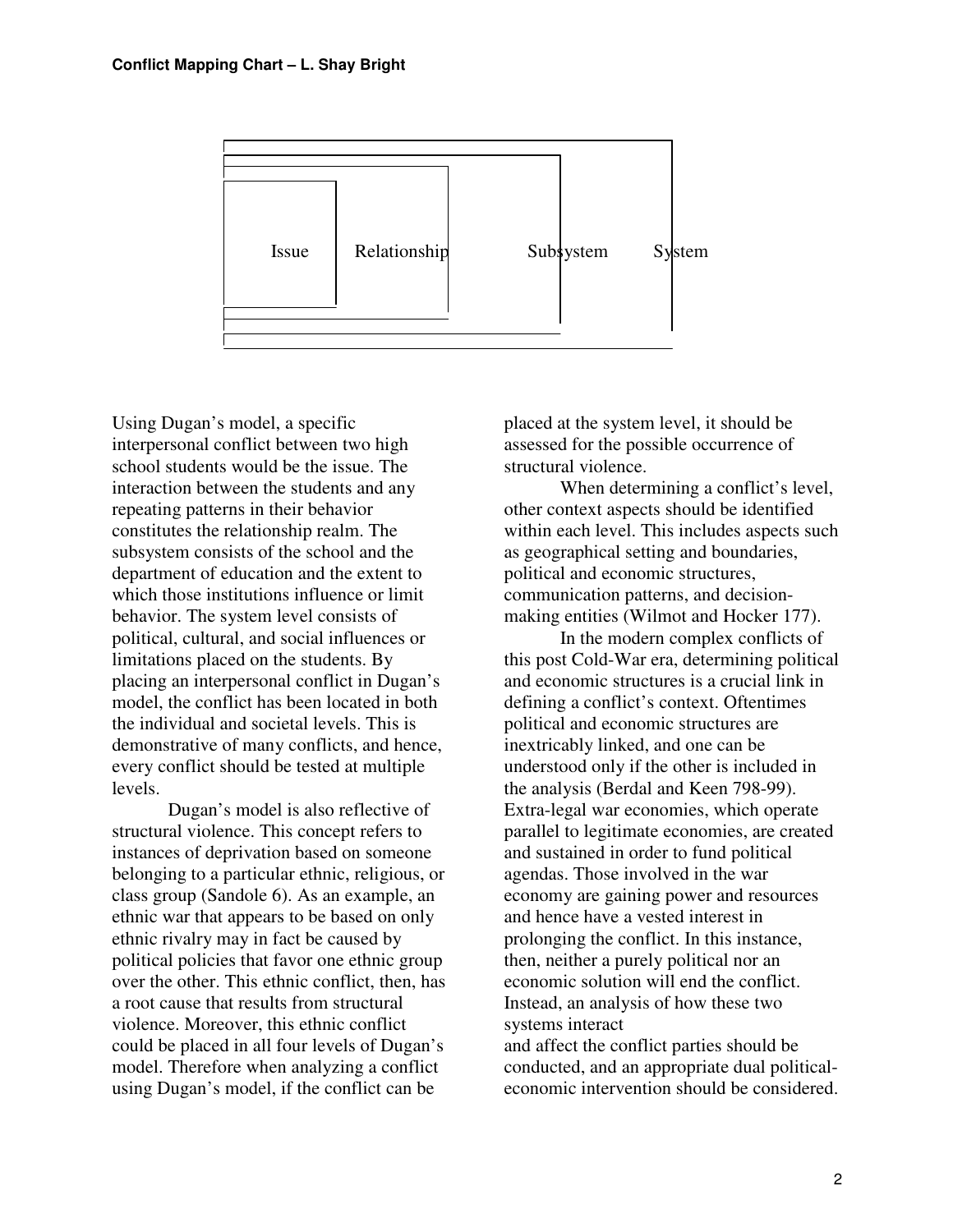**Conflict Mapping Chart – L. Shay Bright**

Issue | Relationship | Subsystem | System

Using Dugan's model, a specific interpersonal conflict between two high school students would be the issue. The interaction between the students and any repeating patterns in their behavior constitutes the relationship realm. The subsystem consists of the school and the department of education and the extent to which those institutions influence or limit behavior. The system level consists of political, cultural, and social influences or limitations placed on the students. By placing an interpersonal conflict in Dugan's model, the conflict has been located in both the individual and societal levels. This is demonstrative of many conflicts, and hence, every conflict should be tested at multiple levels.

Dugan's model is also reflective of structural violence. This concept refers to instances of deprivation based on someone belonging to a particular ethnic, religious, or class group (Sandole 6). As an example, an ethnic war that appears to be based on only ethnic rivalry may in fact be caused by political policies that favor one ethnic group over the other. This ethnic conflict, then, has a root cause that results from structural violence. Moreover, this ethnic conflict could be placed in all four levels of Dugan's model. Therefore when analyzing a conflict using Dugan's model, if the conflict can be placed at the system level, it should be assessed for the possible occurrence of structural violence.

When determining a conflict's level, other context aspects should be identified within each level. This includes aspects such as geographical setting and boundaries, political and economic structures, communication patterns, and decision-making entities (Wilmot and Hocker 177).

In the modern complex conflicts of this post Cold-War era, determining political and economic structures is a crucial link in defining a conflict's context. Oftentimes political and economic structures are inextricably linked, and one can be understood only if the other is included in the analysis (Berdal and Keen 798-99). Extra-legal war economies, which operate parallel to legitimate economies, are created and sustained in order to fund political agendas. Those involved in the war economy are gaining power and resources and hence have a vested interest in prolonging the conflict. In this instance, then, neither a purely political nor an economic solution will end the conflict. Instead, an analysis of how these two systems interact and affect the conflict parties should be conducted, and an appropriate dual political-economic intervention should be considered.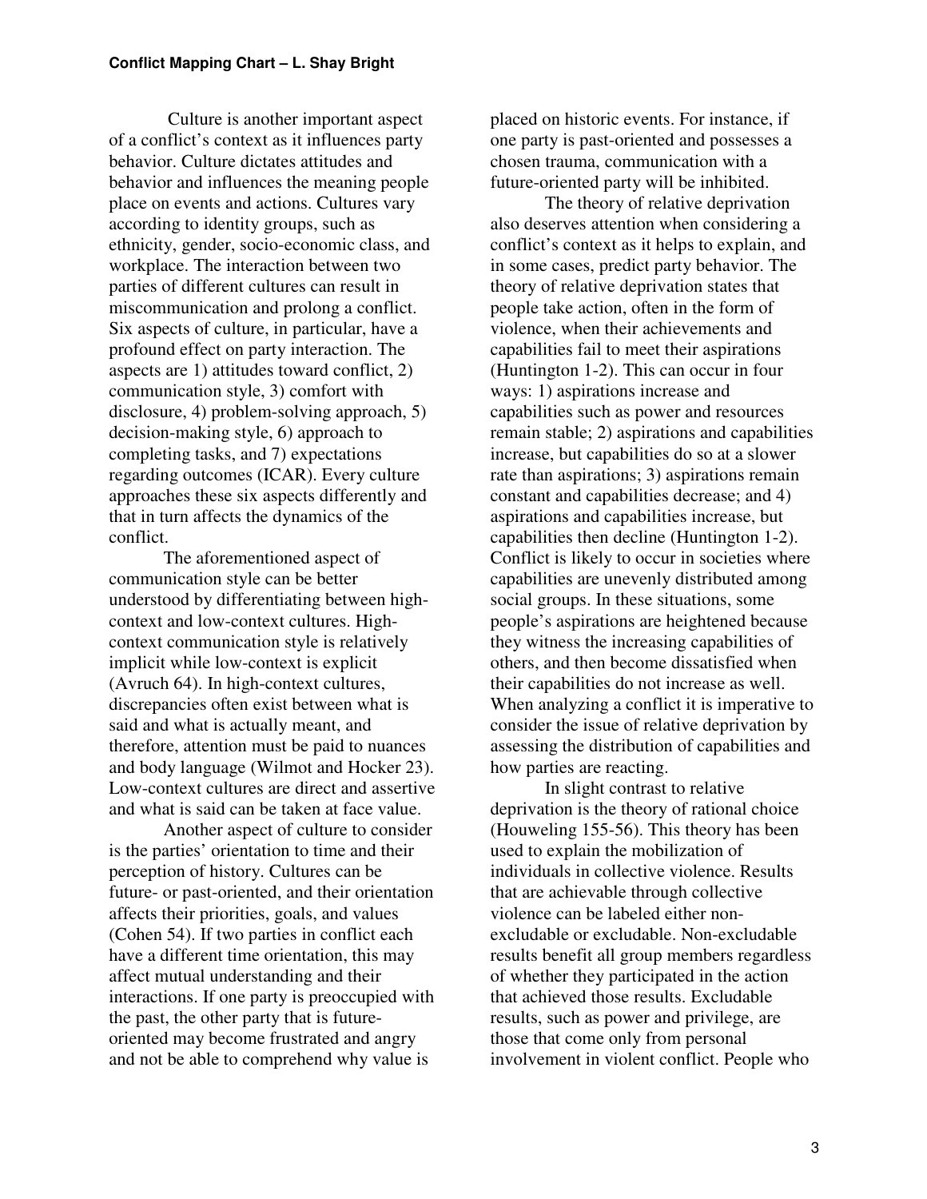Culture is another important aspect of a conflict's context as it influences party behavior. Culture dictates attitudes and behavior and influences the meaning people place on events and actions. Cultures vary according to identity groups, such as ethnicity, gender, socio-economic class, and workplace. The interaction between two parties of different cultures can result in miscommunication and prolong a conflict. Six aspects of culture, in particular, have a profound effect on party interaction. The aspects are 1) attitudes toward conflict, 2) communication style, 3) comfort with disclosure, 4) problem-solving approach, 5) decision-making style, 6) approach to completing tasks, and 7) expectations regarding outcomes (ICAR). Every culture approaches these six aspects differently and that in turn affects the dynamics of the conflict.

The aforementioned aspect of communication style can be better understood by differentiating between high-context and low-context cultures. High-context communication style is relatively implicit while low-context is explicit (Avruch 64). In high-context cultures, discrepancies often exist between what is said and what is actually meant, and therefore, attention must be paid to nuances and body language (Wilmot and Hocker 23). Low-context cultures are direct and assertive and what is said can be taken at face value.

Another aspect of culture to consider is the parties' orientation to time and their perception of history. Cultures can be future- or past-oriented, and their orientation affects their priorities, goals, and values (Cohen 54). If two parties in conflict each have a different time orientation, this may affect mutual understanding and their interactions. If one party is preoccupied with the past, the other party that is future-oriented may become frustrated and angry and not be able to comprehend why value is placed on historic events. For instance, if one party is past-oriented and possesses a chosen trauma, communication with a future-oriented party will be inhibited.

The theory of relative deprivation also deserves attention when considering a conflict's context as it helps to explain, and in some cases, predict party behavior. The theory of relative deprivation states that people take action, often in the form of violence, when their achievements and capabilities fail to meet their aspirations (Huntington 1-2). This can occur in four ways: 1) aspirations increase and capabilities such as power and resources remain stable; 2) aspirations and capabilities increase, but capabilities do so at a slower rate than aspirations; 3) aspirations remain constant and capabilities decrease; and 4) aspirations and capabilities increase, but capabilities then decline (Huntington 1-2). Conflict is likely to occur in societies where capabilities are unevenly distributed among social groups. In these situations, some people's aspirations are heightened because they witness the increasing capabilities of others, and then become dissatisfied when their capabilities do not increase as well. When analyzing a conflict it is imperative to consider the issue of relative deprivation by assessing the distribution of capabilities and how parties are reacting.

In slight contrast to relative deprivation is the theory of rational choice (Houweling 155-56). This theory has been used to explain the mobilization of individuals in collective violence. Results that are achievable through collective violence can be labeled either non-excludable or excludable. Non-excludable results benefit all group members regardless of whether they participated in the action that achieved those results. Excludable results, such as power and privilege, are those that come only from personal involvement in violent conflict. People who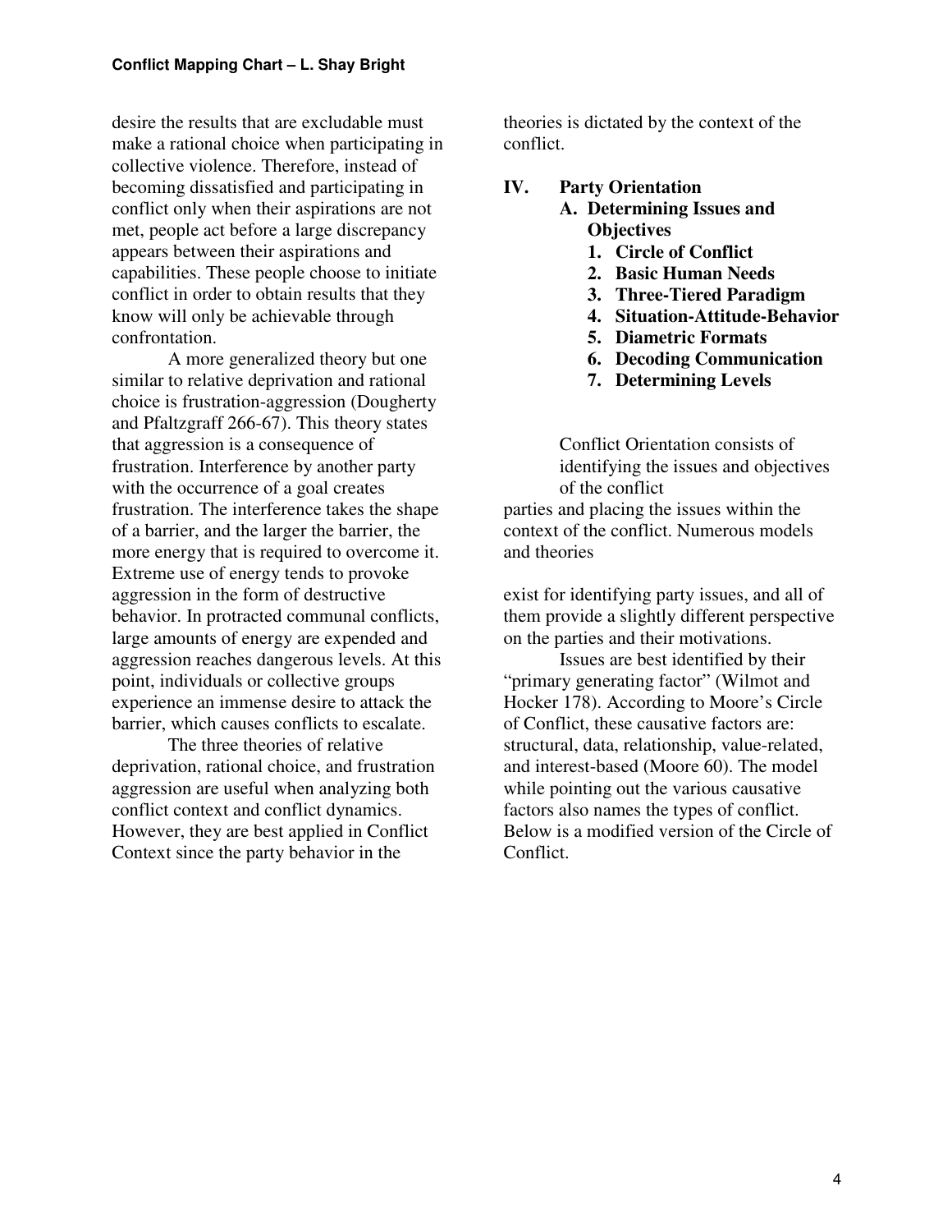desire the results that are excludable must make a rational choice when participating in collective violence. Therefore, instead of becoming dissatisfied and participating in conflict only when their aspirations are not met, people act before a large discrepancy appears between their aspirations and capabilities. These people choose to initiate conflict in order to obtain results that they know will only be achievable through confrontation.

A more generalized theory but one similar to relative deprivation and rational choice is frustration-aggression (Dougherty and Pfaltzgraff 266-67). This theory states that aggression is a consequence of frustration. Interference by another party with the occurrence of a goal creates frustration. The interference takes the shape of a barrier, and the larger the barrier, the more energy that is required to overcome it. Extreme use of energy tends to provoke aggression in the form of destructive behavior. In protracted communal conflicts, large amounts of energy are expended and aggression reaches dangerous levels. At this point, individuals or collective groups experience an immense desire to attack the barrier, which causes conflicts to escalate.

The three theories of relative deprivation, rational choice, and frustration aggression are useful when analyzing both conflict context and conflict dynamics. However, they are best applied in Conflict Context since the party behavior in the theories is dictated by the context of the conflict.

## IV. Party Orientation

### A. Determining Issues and Objectives

1. **Circle of Conflict**
2. **Basic Human Needs**
3. **Three-Tiered Paradigm**
4. **Situation-Attitude-Behavior**
5. **Diametric Formats**
6. **Decoding Communication**
7. **Determining Levels**

Conflict Orientation consists of identifying the issues and objectives of the conflict parties and placing the issues within the context of the conflict. Numerous models and theories exist for identifying party issues, and all of them provide a slightly different perspective on the parties and their motivations.

Issues are best identified by their "primary generating factor" (Wilmot and Hocker 178). According to Moore's Circle of Conflict, these causative factors are: structural, data, relationship, value-related, and interest-based (Moore 60). The model while pointing out the various causative factors also names the types of conflict. Below is a modified version of the Circle of Conflict.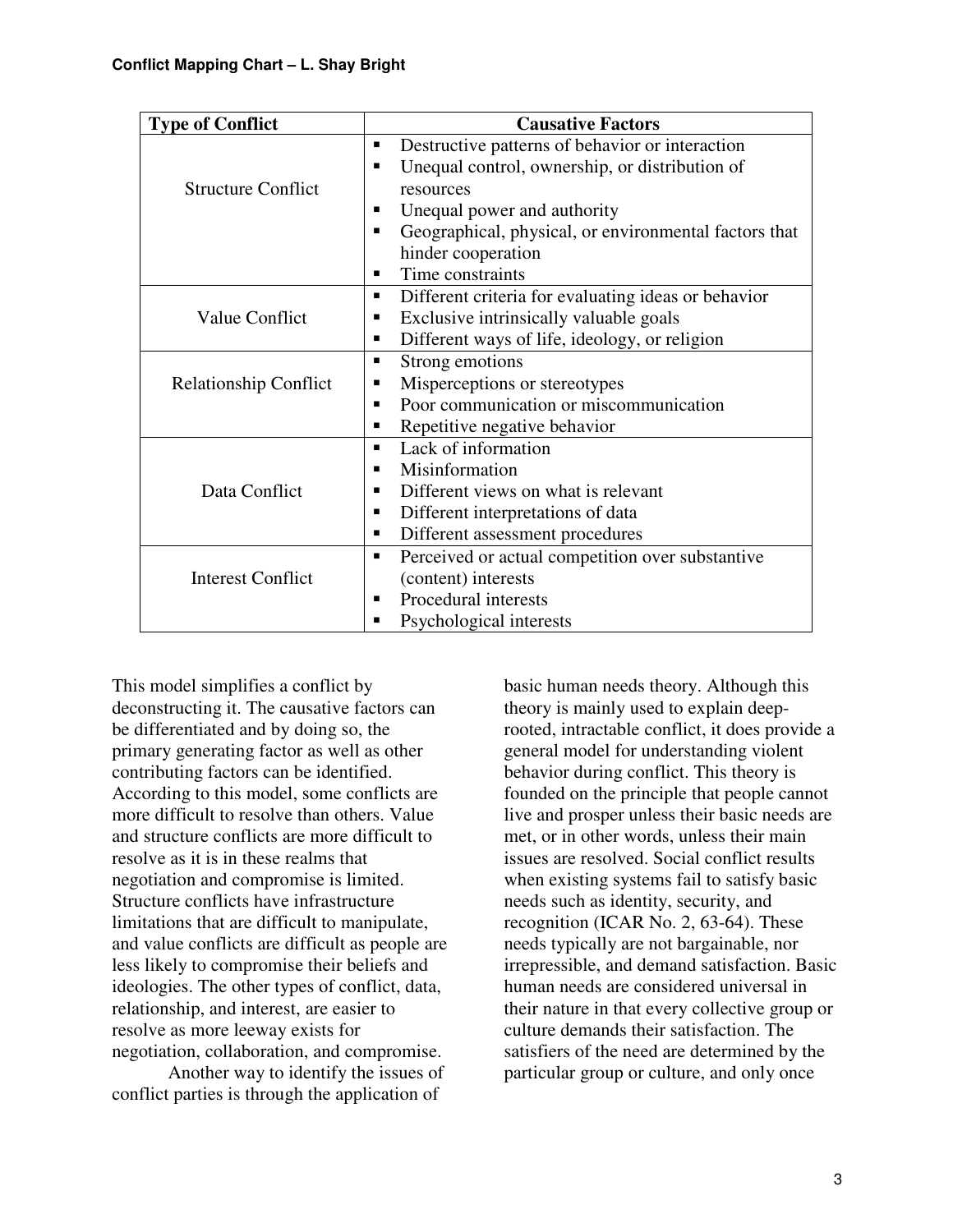| Type of Conflict | Causative Factors |
|---|---|
| Structure Conflict | ▪ Destructive patterns of behavior or interaction<br>▪ Unequal control, ownership, or distribution of resources<br>▪ Unequal power and authority<br>▪ Geographical, physical, or environmental factors that hinder cooperation<br>▪ Time constraints |
| Value Conflict | ▪ Different criteria for evaluating ideas or behavior<br>▪ Exclusive intrinsically valuable goals<br>▪ Different ways of life, ideology, or religion |
| Relationship Conflict | ▪ Strong emotions<br>▪ Misperceptions or stereotypes<br>▪ Poor communication or miscommunication<br>▪ Repetitive negative behavior |
| Data Conflict | ▪ Lack of information<br>▪ Misinformation<br>▪ Different views on what is relevant<br>▪ Different interpretations of data<br>▪ Different assessment procedures |
| Interest Conflict | ▪ Perceived or actual competition over substantive (content) interests<br>▪ Procedural interests<br>▪ Psychological interests |

This model simplifies a conflict by deconstructing it. The causative factors can be differentiated and by doing so, the primary generating factor as well as other contributing factors can be identified. According to this model, some conflicts are more difficult to resolve than others. Value and structure conflicts are more difficult to resolve as it is in these realms that negotiation and compromise is limited. Structure conflicts have infrastructure limitations that are difficult to manipulate, and value conflicts are difficult as people are less likely to compromise their beliefs and ideologies. The other types of conflict, data, relationship, and interest, are easier to resolve as more leeway exists for negotiation, collaboration, and compromise.

Another way to identify the issues of conflict parties is through the application of basic human needs theory. Although this theory is mainly used to explain deep-rooted, intractable conflict, it does provide a general model for understanding violent behavior during conflict. This theory is founded on the principle that people cannot live and prosper unless their basic needs are met, or in other words, unless their main issues are resolved. Social conflict results when existing systems fail to satisfy basic needs such as identity, security, and recognition (ICAR No. 2, 63-64). These needs typically are not bargainable, nor irrepressible, and demand satisfaction. Basic human needs are considered universal in their nature in that every collective group or culture demands their satisfaction. The satisfiers of the need are determined by the particular group or culture, and only once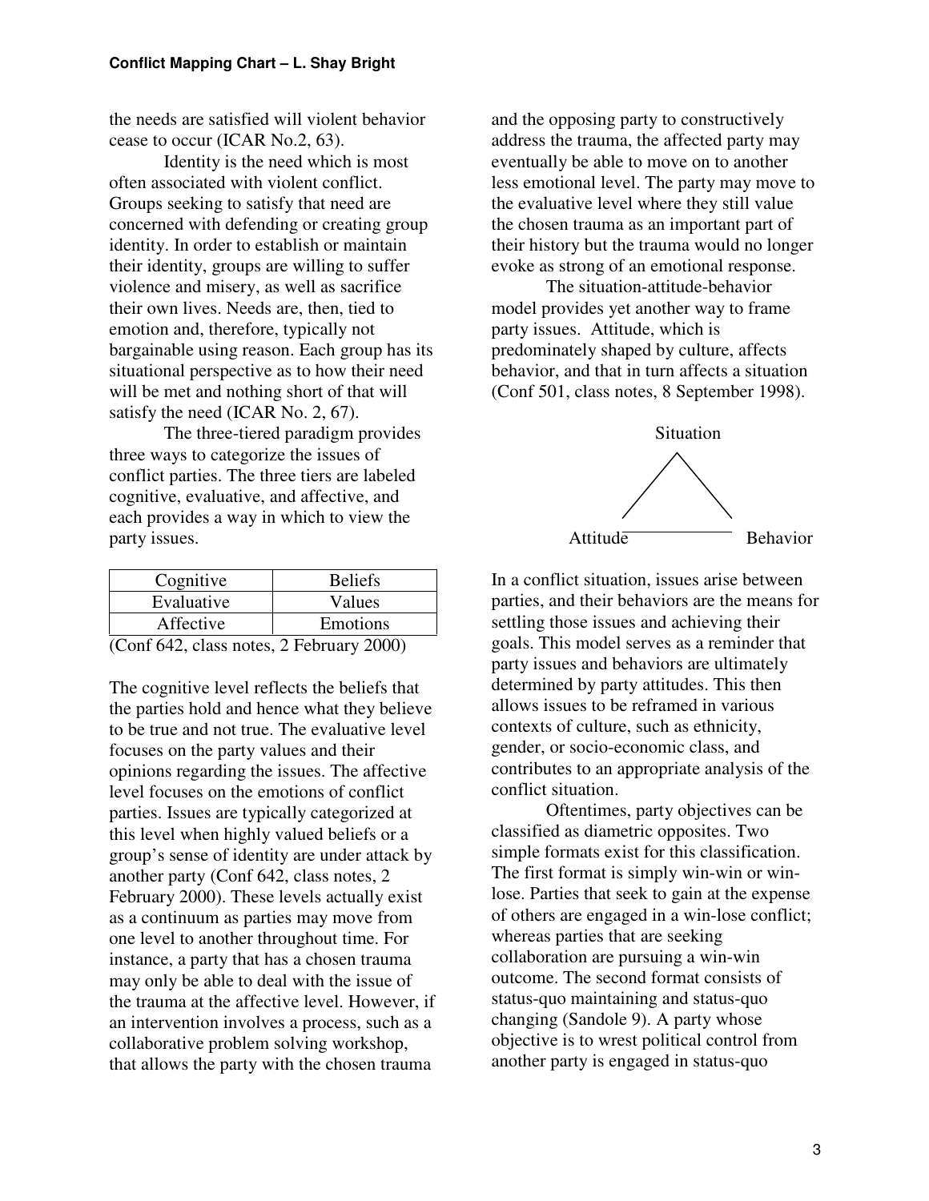the needs are satisfied will violent behavior cease to occur (ICAR No.2, 63).

Identity is the need which is most often associated with violent conflict. Groups seeking to satisfy that need are concerned with defending or creating group identity. In order to establish or maintain their identity, groups are willing to suffer violence and misery, as well as sacrifice their own lives. Needs are, then, tied to emotion and, therefore, typically not bargainable using reason. Each group has its situational perspective as to how their need will be met and nothing short of that will satisfy the need (ICAR No. 2, 67).

The three-tiered paradigm provides three ways to categorize the issues of conflict parties. The three tiers are labeled cognitive, evaluative, and affective, and each provides a way in which to view the party issues.

| Cognitive | Beliefs |
|---|---|
| Evaluative | Values |
| Affective | Emotions |

(Conf 642, class notes, 2 February 2000)

The cognitive level reflects the beliefs that the parties hold and hence what they believe to be true and not true. The evaluative level focuses on the party values and their opinions regarding the issues. The affective level focuses on the emotions of conflict parties. Issues are typically categorized at this level when highly valued beliefs or a group's sense of identity are under attack by another party (Conf 642, class notes, 2 February 2000). These levels actually exist as a continuum as parties may move from one level to another throughout time. For instance, a party that has a chosen trauma may only be able to deal with the issue of the trauma at the affective level. However, if an intervention involves a process, such as a collaborative problem solving workshop, that allows the party with the chosen trauma and the opposing party to constructively address the trauma, the affected party may eventually be able to move on to another less emotional level. The party may move to the evaluative level where they still value the chosen trauma as an important part of their history but the trauma would no longer evoke as strong of an emotional response.

The situation-attitude-behavior model provides yet another way to frame party issues. Attitude, which is predominately shaped by culture, affects behavior, and that in turn affects a situation (Conf 501, class notes, 8 September 1998).

Situation

Attitude Behavior

In a conflict situation, issues arise between parties, and their behaviors are the means for settling those issues and achieving their goals. This model serves as a reminder that party issues and behaviors are ultimately determined by party attitudes. This then allows issues to be reframed in various contexts of culture, such as ethnicity, gender, or socio-economic class, and contributes to an appropriate analysis of the conflict situation.

Oftentimes, party objectives can be classified as diametric opposites. Two simple formats exist for this classification. The first format is simply win-win or win-lose. Parties that seek to gain at the expense of others are engaged in a win-lose conflict; whereas parties that are seeking collaboration are pursuing a win-win outcome. The second format consists of status-quo maintaining and status-quo changing (Sandole 9). A party whose objective is to wrest political control from another party is engaged in status-quo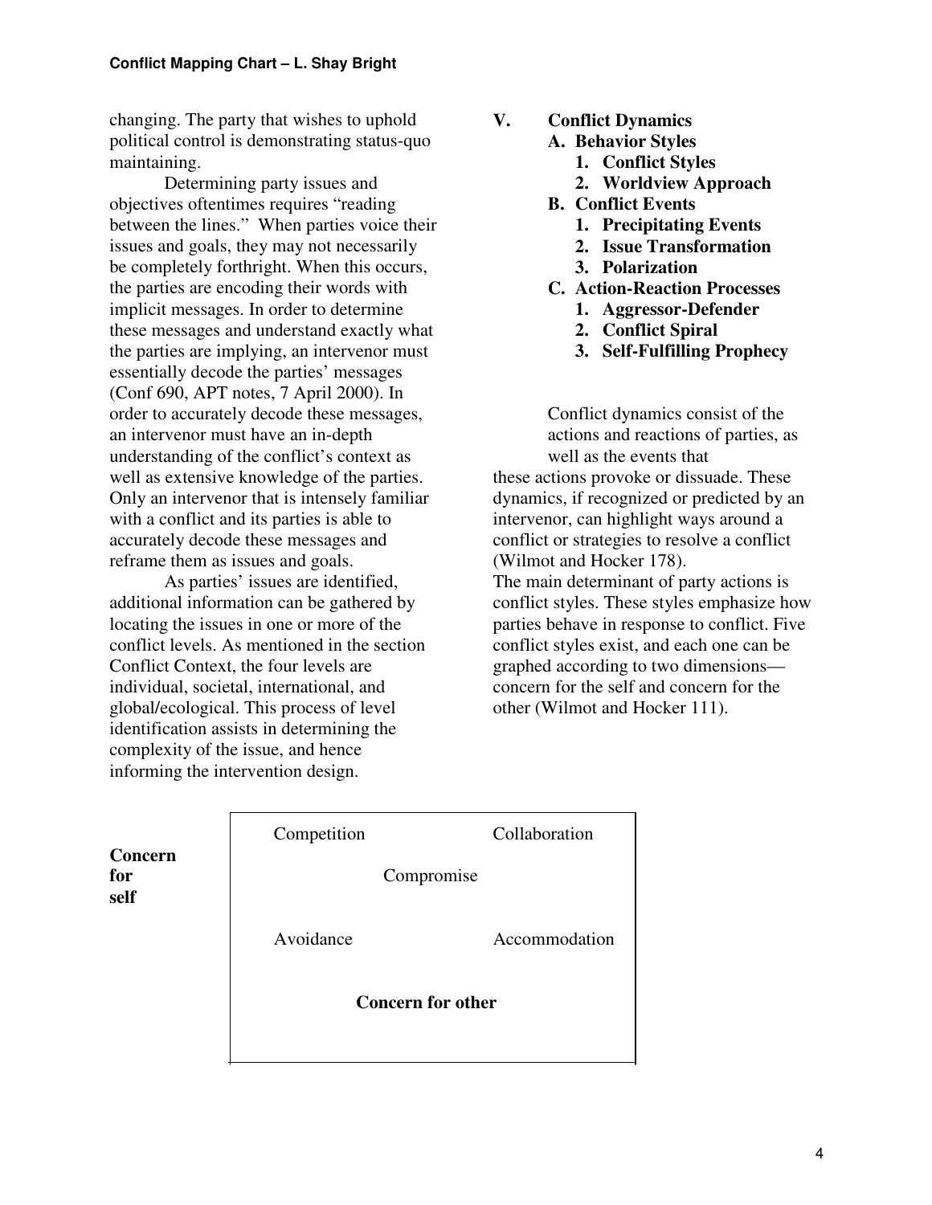changing. The party that wishes to uphold political control is demonstrating status-quo maintaining.

Determining party issues and objectives oftentimes requires "reading between the lines." When parties voice their issues and goals, they may not necessarily be completely forthright. When this occurs, the parties are encoding their words with implicit messages. In order to determine these messages and understand exactly what the parties are implying, an intervenor must essentially decode the parties' messages (Conf 690, APT notes, 7 April 2000). In order to accurately decode these messages, an intervenor must have an in-depth understanding of the conflict's context as well as extensive knowledge of the parties. Only an intervenor that is intensely familiar with a conflict and its parties is able to accurately decode these messages and reframe them as issues and goals.

As parties' issues are identified, additional information can be gathered by locating the issues in one or more of the conflict levels. As mentioned in the section Conflict Context, the four levels are individual, societal, international, and global/ecological. This process of level identification assists in determining the complexity of the issue, and hence informing the intervention design.

## V. Conflict Dynamics

- **A. Behavior Styles**
  1. **Conflict Styles**
  2. **Worldview Approach**
- **B. Conflict Events**
  1. **Precipitating Events**
  2. **Issue Transformation**
  3. **Polarization**
- **C. Action-Reaction Processes**
  1. **Aggressor-Defender**
  2. **Conflict Spiral**
  3. **Self-Fulfilling Prophecy**

Conflict dynamics consist of the actions and reactions of parties, as well as the events that these actions provoke or dissuade. These dynamics, if recognized or predicted by an intervenor, can highlight ways around a conflict or strategies to resolve a conflict (Wilmot and Hocker 178).

The main determinant of party actions is conflict styles. These styles emphasize how parties behave in response to conflict. Five conflict styles exist, and each one can be graphed according to two dimensions—concern for the self and concern for the other (Wilmot and Hocker 111).

| **Concern for self** | | | |
|---|---|---|---|
| | Competition | | Collaboration |
| | | Compromise | |
| | Avoidance | | Accommodation |
| | | **Concern for other** | |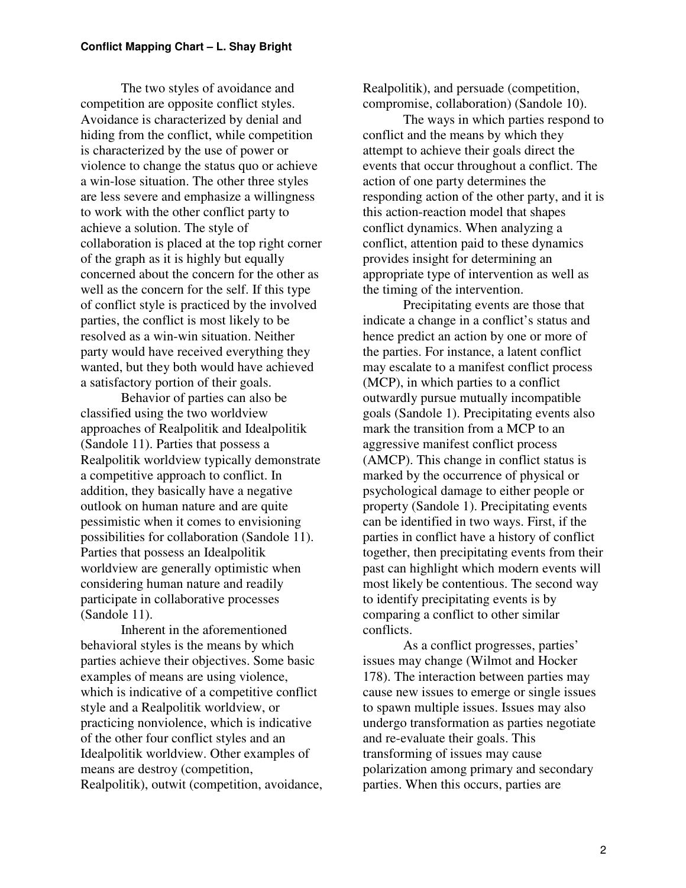The two styles of avoidance and competition are opposite conflict styles. Avoidance is characterized by denial and hiding from the conflict, while competition is characterized by the use of power or violence to change the status quo or achieve a win-lose situation. The other three styles are less severe and emphasize a willingness to work with the other conflict party to achieve a solution. The style of collaboration is placed at the top right corner of the graph as it is highly but equally concerned about the concern for the other as well as the concern for the self. If this type of conflict style is practiced by the involved parties, the conflict is most likely to be resolved as a win-win situation. Neither party would have received everything they wanted, but they both would have achieved a satisfactory portion of their goals.

Behavior of parties can also be classified using the two worldview approaches of Realpolitik and Idealpolitik (Sandole 11). Parties that possess a Realpolitik worldview typically demonstrate a competitive approach to conflict. In addition, they basically have a negative outlook on human nature and are quite pessimistic when it comes to envisioning possibilities for collaboration (Sandole 11). Parties that possess an Idealpolitik worldview are generally optimistic when considering human nature and readily participate in collaborative processes (Sandole 11).

Inherent in the aforementioned behavioral styles is the means by which parties achieve their objectives. Some basic examples of means are using violence, which is indicative of a competitive conflict style and a Realpolitik worldview, or practicing nonviolence, which is indicative of the other four conflict styles and an Idealpolitik worldview. Other examples of means are destroy (competition, Realpolitik), outwit (competition, avoidance, Realpolitik), and persuade (competition, compromise, collaboration) (Sandole 10).

The ways in which parties respond to conflict and the means by which they attempt to achieve their goals direct the events that occur throughout a conflict. The action of one party determines the responding action of the other party, and it is this action-reaction model that shapes conflict dynamics. When analyzing a conflict, attention paid to these dynamics provides insight for determining an appropriate type of intervention as well as the timing of the intervention.

Precipitating events are those that indicate a change in a conflict's status and hence predict an action by one or more of the parties. For instance, a latent conflict may escalate to a manifest conflict process (MCP), in which parties to a conflict outwardly pursue mutually incompatible goals (Sandole 1). Precipitating events also mark the transition from a MCP to an aggressive manifest conflict process (AMCP). This change in conflict status is marked by the occurrence of physical or psychological damage to either people or property (Sandole 1). Precipitating events can be identified in two ways. First, if the parties in conflict have a history of conflict together, then precipitating events from their past can highlight which modern events will most likely be contentious. The second way to identify precipitating events is by comparing a conflict to other similar conflicts.

As a conflict progresses, parties' issues may change (Wilmot and Hocker 178). The interaction between parties may cause new issues to emerge or single issues to spawn multiple issues. Issues may also undergo transformation as parties negotiate and re-evaluate their goals. This transforming of issues may cause polarization among primary and secondary parties. When this occurs, parties are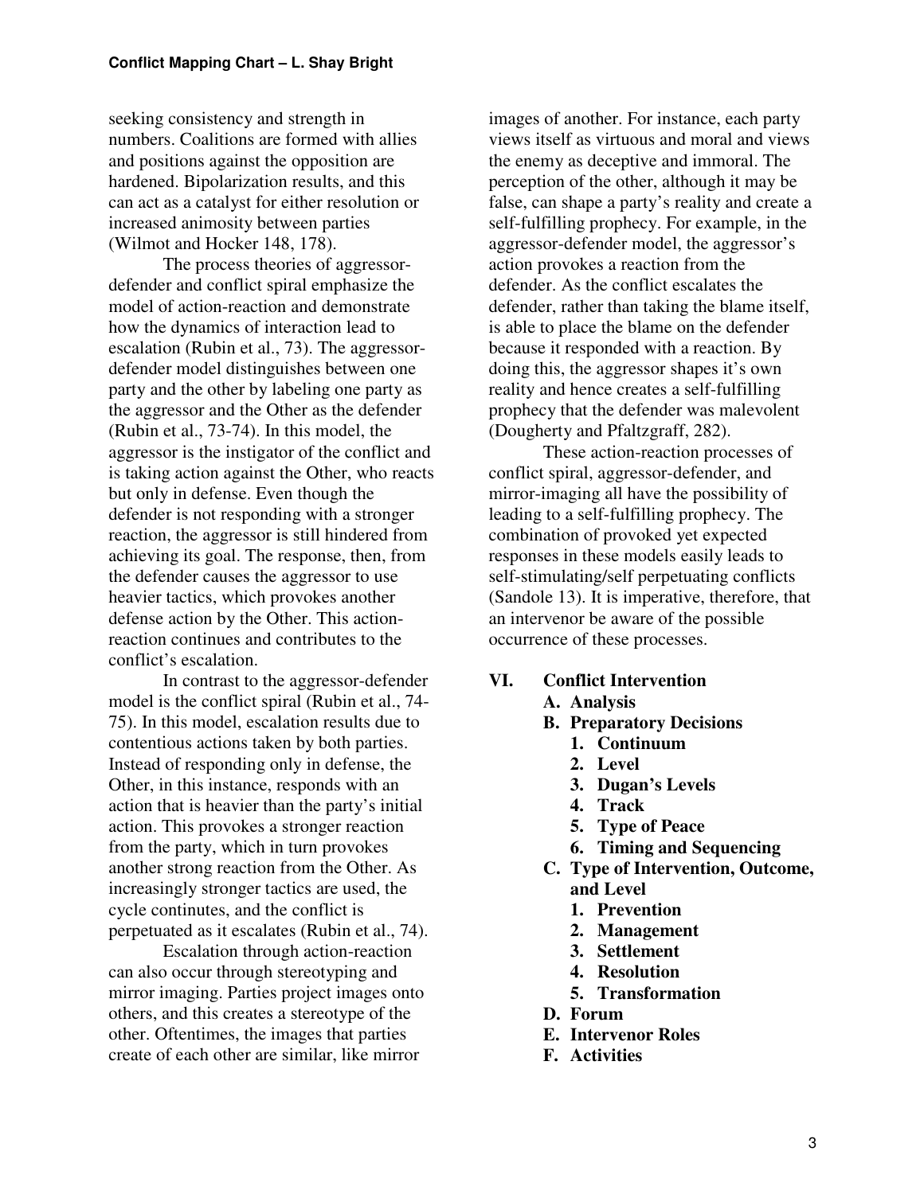seeking consistency and strength in numbers. Coalitions are formed with allies and positions against the opposition are hardened. Bipolarization results, and this can act as a catalyst for either resolution or increased animosity between parties (Wilmot and Hocker 148, 178).

The process theories of aggressor-defender and conflict spiral emphasize the model of action-reaction and demonstrate how the dynamics of interaction lead to escalation (Rubin et al., 73). The aggressor-defender model distinguishes between one party and the other by labeling one party as the aggressor and the Other as the defender (Rubin et al., 73-74). In this model, the aggressor is the instigator of the conflict and is taking action against the Other, who reacts but only in defense. Even though the defender is not responding with a stronger reaction, the aggressor is still hindered from achieving its goal. The response, then, from the defender causes the aggressor to use heavier tactics, which provokes another defense action by the Other. This action-reaction continues and contributes to the conflict's escalation.

In contrast to the aggressor-defender model is the conflict spiral (Rubin et al., 74-75). In this model, escalation results due to contentious actions taken by both parties. Instead of responding only in defense, the Other, in this instance, responds with an action that is heavier than the party's initial action. This provokes a stronger reaction from the party, which in turn provokes another strong reaction from the Other. As increasingly stronger tactics are used, the cycle continutes, and the conflict is perpetuated as it escalates (Rubin et al., 74).

Escalation through action-reaction can also occur through stereotyping and mirror imaging. Parties project images onto others, and this creates a stereotype of the other. Oftentimes, the images that parties create of each other are similar, like mirror images of another. For instance, each party views itself as virtuous and moral and views the enemy as deceptive and immoral. The perception of the other, although it may be false, can shape a party's reality and create a self-fulfilling prophecy. For example, in the aggressor-defender model, the aggressor's action provokes a reaction from the defender. As the conflict escalates the defender, rather than taking the blame itself, is able to place the blame on the defender because it responded with a reaction. By doing this, the aggressor shapes it's own reality and hence creates a self-fulfilling prophecy that the defender was malevolent (Dougherty and Pfaltzgraff, 282).

These action-reaction processes of conflict spiral, aggressor-defender, and mirror-imaging all have the possibility of leading to a self-fulfilling prophecy. The combination of provoked yet expected responses in these models easily leads to self-stimulating/self perpetuating conflicts (Sandole 13). It is imperative, therefore, that an intervenor be aware of the possible occurrence of these processes.

## VI. Conflict Intervention

- **A. Analysis**
- **B. Preparatory Decisions**
  1. **Continuum**
  2. **Level**
  3. **Dugan's Levels**
  4. **Track**
  5. **Type of Peace**
  6. **Timing and Sequencing**
- **C. Type of Intervention, Outcome, and Level**
  1. **Prevention**
  2. **Management**
  3. **Settlement**
  4. **Resolution**
  5. **Transformation**
- **D. Forum**
- **E. Intervenor Roles**
- **F. Activities**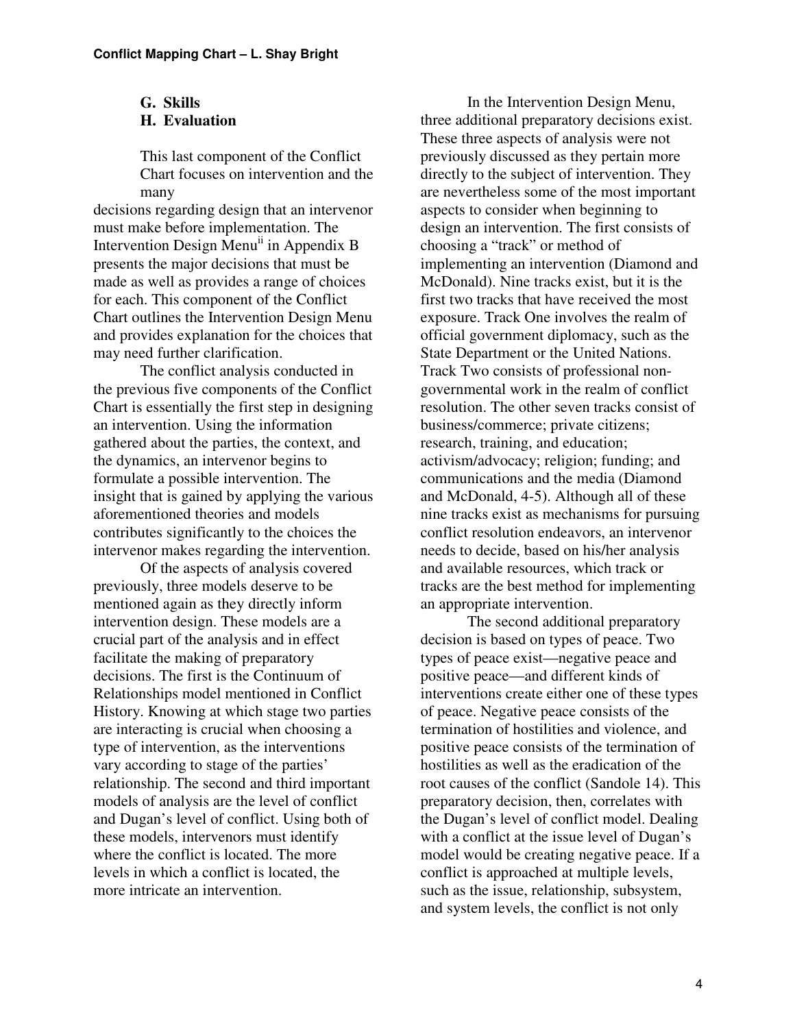**G. Skills**
**H. Evaluation**

This last component of the Conflict Chart focuses on intervention and the many decisions regarding design that an intervenor must make before implementation. The Intervention Design Menu[ii] in Appendix B presents the major decisions that must be made as well as provides a range of choices for each. This component of the Conflict Chart outlines the Intervention Design Menu and provides explanation for the choices that may need further clarification.

The conflict analysis conducted in the previous five components of the Conflict Chart is essentially the first step in designing an intervention. Using the information gathered about the parties, the context, and the dynamics, an intervenor begins to formulate a possible intervention. The insight that is gained by applying the various aforementioned theories and models contributes significantly to the choices the intervenor makes regarding the intervention.

Of the aspects of analysis covered previously, three models deserve to be mentioned again as they directly inform intervention design. These models are a crucial part of the analysis and in effect facilitate the making of preparatory decisions. The first is the Continuum of Relationships model mentioned in Conflict History. Knowing at which stage two parties are interacting is crucial when choosing a type of intervention, as the interventions vary according to stage of the parties' relationship. The second and third important models of analysis are the level of conflict and Dugan's level of conflict. Using both of these models, intervenors must identify where the conflict is located. The more levels in which a conflict is located, the more intricate an intervention.

In the Intervention Design Menu, three additional preparatory decisions exist. These three aspects of analysis were not previously discussed as they pertain more directly to the subject of intervention. They are nevertheless some of the most important aspects to consider when beginning to design an intervention. The first consists of choosing a "track" or method of implementing an intervention (Diamond and McDonald). Nine tracks exist, but it is the first two tracks that have received the most exposure. Track One involves the realm of official government diplomacy, such as the State Department or the United Nations. Track Two consists of professional non-governmental work in the realm of conflict resolution. The other seven tracks consist of business/commerce; private citizens; research, training, and education; activism/advocacy; religion; funding; and communications and the media (Diamond and McDonald, 4-5). Although all of these nine tracks exist as mechanisms for pursuing conflict resolution endeavors, an intervenor needs to decide, based on his/her analysis and available resources, which track or tracks are the best method for implementing an appropriate intervention.

The second additional preparatory decision is based on types of peace. Two types of peace exist—negative peace and positive peace—and different kinds of interventions create either one of these types of peace. Negative peace consists of the termination of hostilities and violence, and positive peace consists of the termination of hostilities as well as the eradication of the root causes of the conflict (Sandole 14). This preparatory decision, then, correlates with the Dugan's level of conflict model. Dealing with a conflict at the issue level of Dugan's model would be creating negative peace. If a conflict is approached at multiple levels, such as the issue, relationship, subsystem, and system levels, the conflict is not only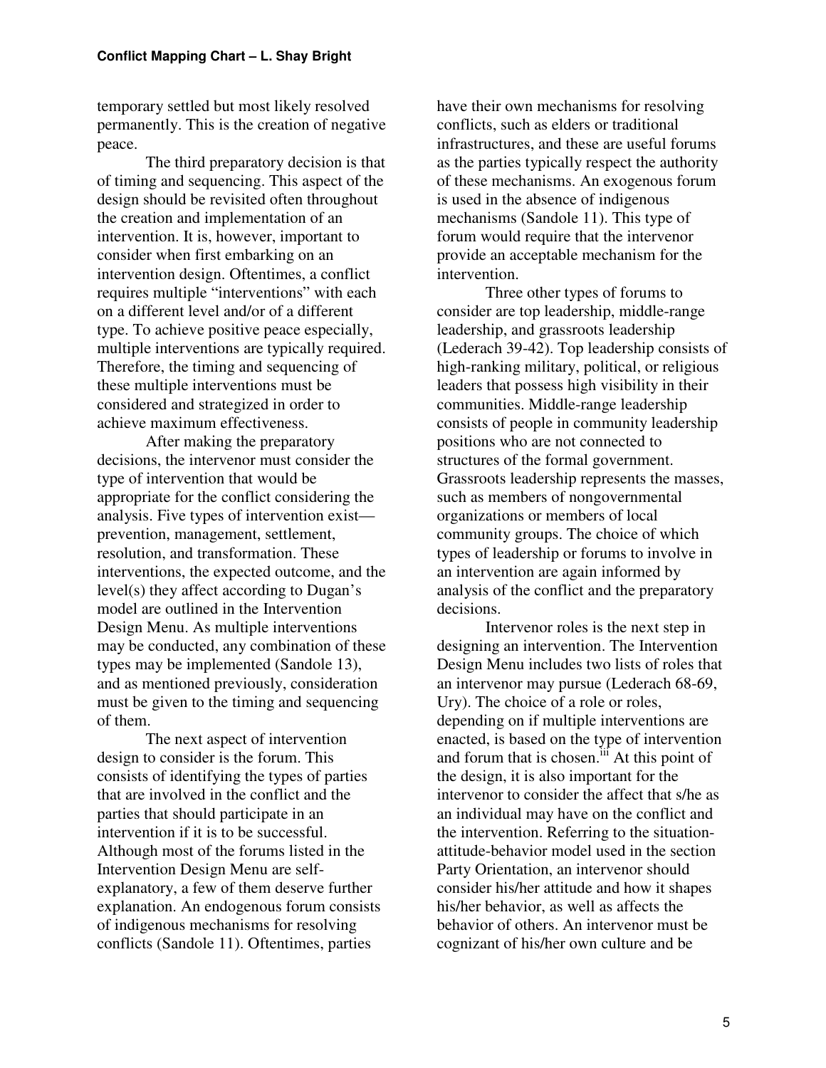temporary settled but most likely resolved permanently. This is the creation of negative peace.

The third preparatory decision is that of timing and sequencing. This aspect of the design should be revisited often throughout the creation and implementation of an intervention. It is, however, important to consider when first embarking on an intervention design. Oftentimes, a conflict requires multiple "interventions" with each on a different level and/or of a different type. To achieve positive peace especially, multiple interventions are typically required. Therefore, the timing and sequencing of these multiple interventions must be considered and strategized in order to achieve maximum effectiveness.

After making the preparatory decisions, the intervenor must consider the type of intervention that would be appropriate for the conflict considering the analysis. Five types of intervention exist—prevention, management, settlement, resolution, and transformation. These interventions, the expected outcome, and the level(s) they affect according to Dugan's model are outlined in the Intervention Design Menu. As multiple interventions may be conducted, any combination of these types may be implemented (Sandole 13), and as mentioned previously, consideration must be given to the timing and sequencing of them.

The next aspect of intervention design to consider is the forum. This consists of identifying the types of parties that are involved in the conflict and the parties that should participate in an intervention if it is to be successful. Although most of the forums listed in the Intervention Design Menu are self-explanatory, a few of them deserve further explanation. An endogenous forum consists of indigenous mechanisms for resolving conflicts (Sandole 11). Oftentimes, parties have their own mechanisms for resolving conflicts, such as elders or traditional infrastructures, and these are useful forums as the parties typically respect the authority of these mechanisms. An exogenous forum is used in the absence of indigenous mechanisms (Sandole 11). This type of forum would require that the intervenor provide an acceptable mechanism for the intervention.

Three other types of forums to consider are top leadership, middle-range leadership, and grassroots leadership (Lederach 39-42). Top leadership consists of high-ranking military, political, or religious leaders that possess high visibility in their communities. Middle-range leadership consists of people in community leadership positions who are not connected to structures of the formal government. Grassroots leadership represents the masses, such as members of nongovernmental organizations or members of local community groups. The choice of which types of leadership or forums to involve in an intervention are again informed by analysis of the conflict and the preparatory decisions.

Intervenor roles is the next step in designing an intervention. The Intervention Design Menu includes two lists of roles that an intervenor may pursue (Lederach 68-69, Ury). The choice of a role or roles, depending on if multiple interventions are enacted, is based on the type of intervention and forum that is chosen.[iii] At this point of the design, it is also important for the intervenor to consider the affect that s/he as an individual may have on the conflict and the intervention. Referring to the situation-attitude-behavior model used in the section Party Orientation, an intervenor should consider his/her attitude and how it shapes his/her behavior, as well as affects the behavior of others. An intervenor must be cognizant of his/her own culture and be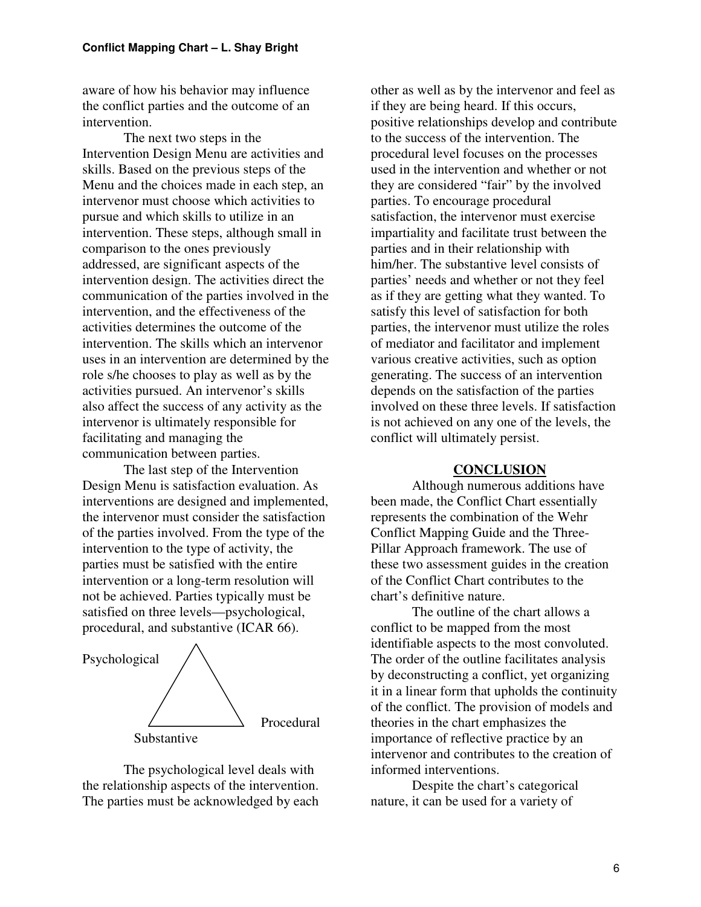aware of how his behavior may influence the conflict parties and the outcome of an intervention.

The next two steps in the Intervention Design Menu are activities and skills. Based on the previous steps of the Menu and the choices made in each step, an intervenor must choose which activities to pursue and which skills to utilize in an intervention. These steps, although small in comparison to the ones previously addressed, are significant aspects of the intervention design. The activities direct the communication of the parties involved in the intervention, and the effectiveness of the activities determines the outcome of the intervention. The skills which an intervenor uses in an intervention are determined by the role s/he chooses to play as well as by the activities pursued. An intervenor's skills also affect the success of any activity as the intervenor is ultimately responsible for facilitating and managing the communication between parties.

The last step of the Intervention Design Menu is satisfaction evaluation. As interventions are designed and implemented, the intervenor must consider the satisfaction of the parties involved. From the type of the intervention to the type of activity, the parties must be satisfied with the entire intervention or a long-term resolution will not be achieved. Parties typically must be satisfied on three levels—psychological, procedural, and substantive (ICAR 66).

Psychological

Procedural

Substantive

The psychological level deals with the relationship aspects of the intervention. The parties must be acknowledged by each other as well as by the intervenor and feel as if they are being heard. If this occurs, positive relationships develop and contribute to the success of the intervention. The procedural level focuses on the processes used in the intervention and whether or not they are considered "fair" by the involved parties. To encourage procedural satisfaction, the intervenor must exercise impartiality and facilitate trust between the parties and in their relationship with him/her. The substantive level consists of parties' needs and whether or not they feel as if they are getting what they wanted. To satisfy this level of satisfaction for both parties, the intervenor must utilize the roles of mediator and facilitator and implement various creative activities, such as option generating. The success of an intervention depends on the satisfaction of the parties involved on these three levels. If satisfaction is not achieved on any one of the levels, the conflict will ultimately persist.

## CONCLUSION

Although numerous additions have been made, the Conflict Chart essentially represents the combination of the Wehr Conflict Mapping Guide and the Three-Pillar Approach framework. The use of these two assessment guides in the creation of the Conflict Chart contributes to the chart's definitive nature.

The outline of the chart allows a conflict to be mapped from the most identifiable aspects to the most convoluted. The order of the outline facilitates analysis by deconstructing a conflict, yet organizing it in a linear form that upholds the continuity of the conflict. The provision of models and theories in the chart emphasizes the importance of reflective practice by an intervenor and contributes to the creation of informed interventions.

Despite the chart's categorical nature, it can be used for a variety of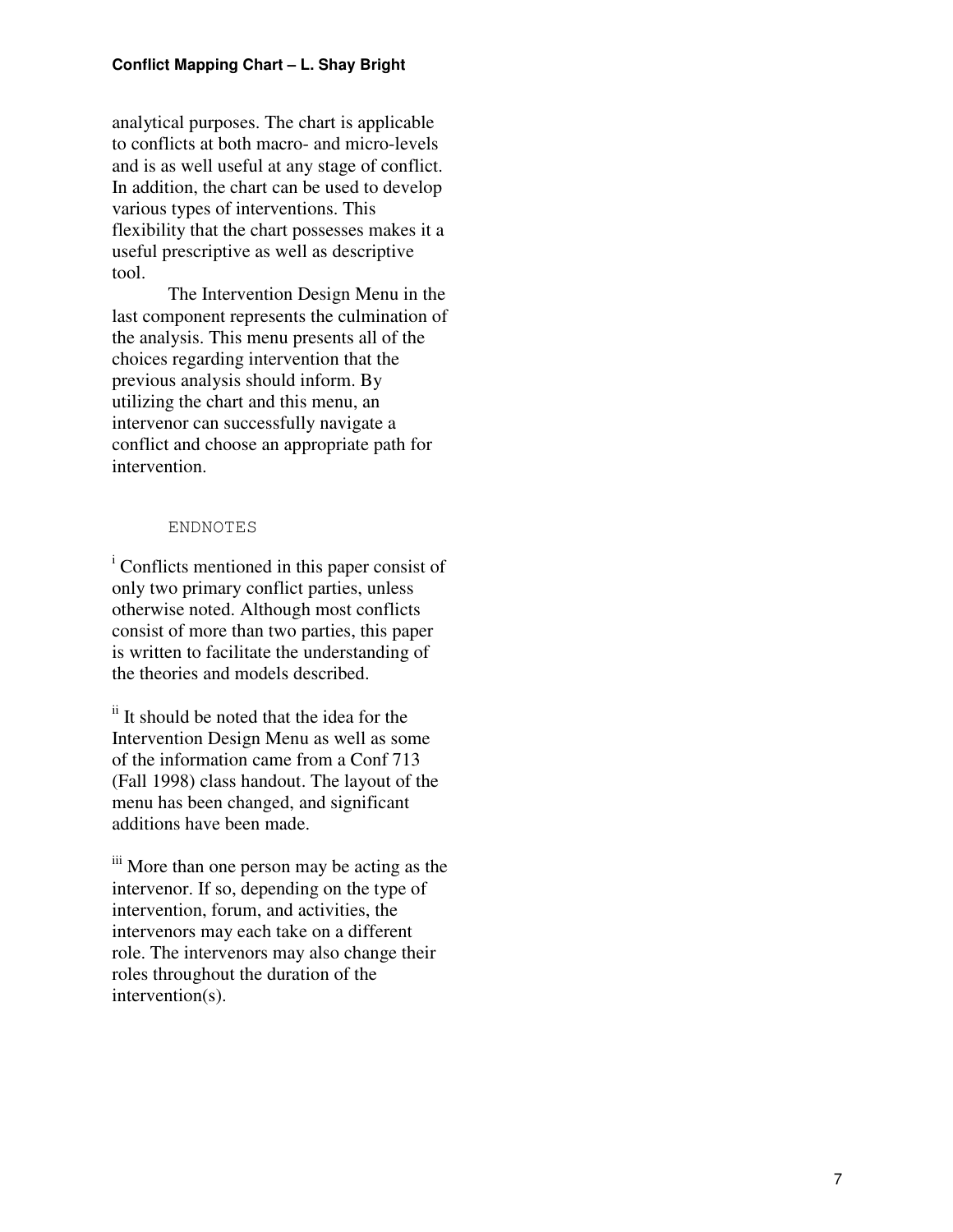analytical purposes. The chart is applicable to conflicts at both macro- and micro-levels and is as well useful at any stage of conflict. In addition, the chart can be used to develop various types of interventions. This flexibility that the chart possesses makes it a useful prescriptive as well as descriptive tool.

The Intervention Design Menu in the last component represents the culmination of the analysis. This menu presents all of the choices regarding intervention that the previous analysis should inform. By utilizing the chart and this menu, an intervenor can successfully navigate a conflict and choose an appropriate path for intervention.

## ENDNOTES

[i] Conflicts mentioned in this paper consist of only two primary conflict parties, unless otherwise noted. Although most conflicts consist of more than two parties, this paper is written to facilitate the understanding of the theories and models described.

[ii] It should be noted that the idea for the Intervention Design Menu as well as some of the information came from a Conf 713 (Fall 1998) class handout. The layout of the menu has been changed, and significant additions have been made.

[iii] More than one person may be acting as the intervenor. If so, depending on the type of intervention, forum, and activities, the intervenors may each take on a different role. The intervenors may also change their roles throughout the duration of the intervention(s).